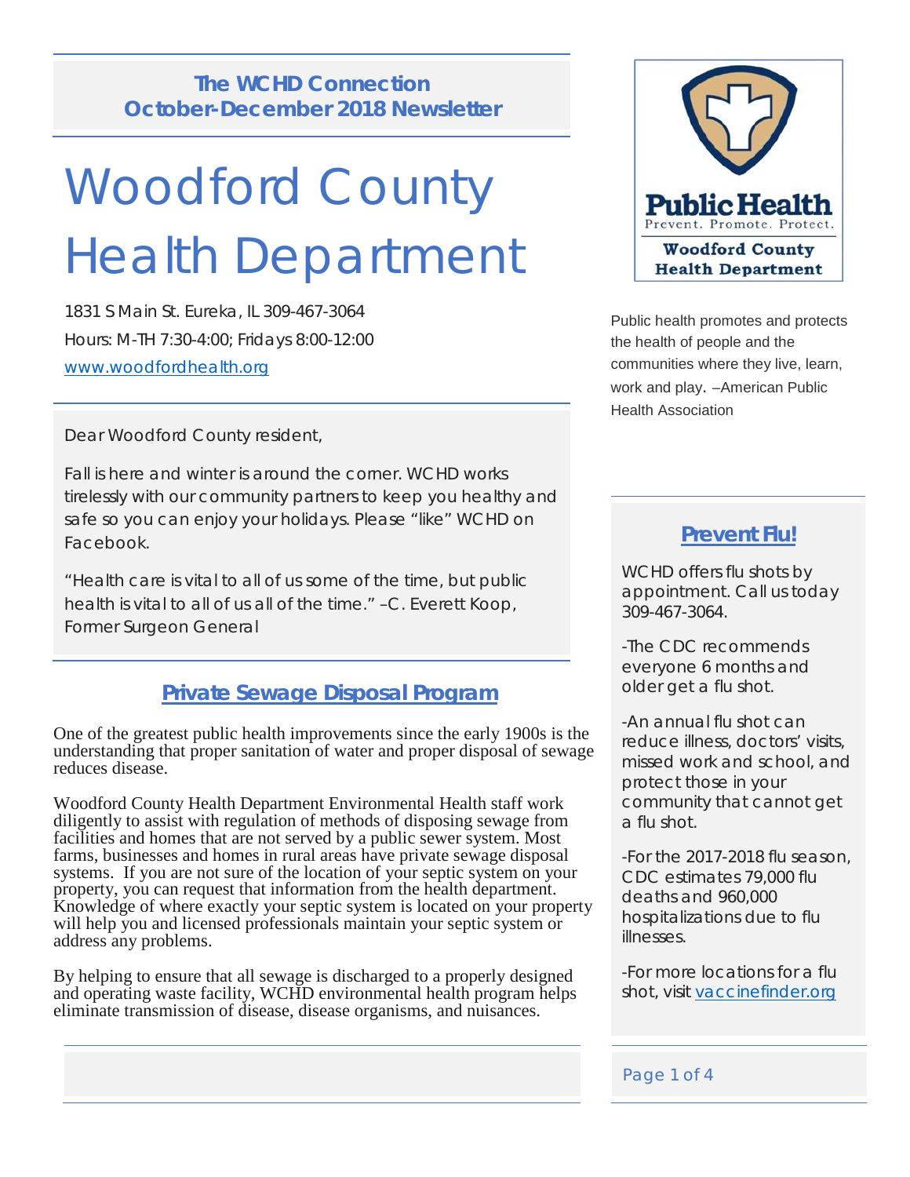**The WCHD Connection**
**October-December 2018 Newsletter**

# Woodford County Health Department

1831 S Main St. Eureka, IL 309-467-3064
Hours: M-TH 7:30-4:00; Fridays 8:00-12:00
www.woodfordhealth.org

Public Health
Prevent. Promote. Protect.
Woodford County Health Department

Public health promotes and protects the health of people and the communities where they live, learn, work and play. –American Public Health Association

Dear Woodford County resident,

Fall is here and winter is around the corner. WCHD works tirelessly with our community partners to keep you healthy and safe so you can enjoy your holidays. Please "like" WCHD on Facebook.

"Health care is vital to all of us some of the time, but public health is vital to all of us all of the time." –C. Everett Koop, Former Surgeon General

## Private Sewage Disposal Program

One of the greatest public health improvements since the early 1900s is the understanding that proper sanitation of water and proper disposal of sewage reduces disease.

Woodford County Health Department Environmental Health staff work diligently to assist with regulation of methods of disposing sewage from facilities and homes that are not served by a public sewer system. Most farms, businesses and homes in rural areas have private sewage disposal systems. If you are not sure of the location of your septic system on your property, you can request that information from the health department. Knowledge of where exactly your septic system is located on your property will help you and licensed professionals maintain your septic system or address any problems.

By helping to ensure that all sewage is discharged to a properly designed and operating waste facility, WCHD environmental health program helps eliminate transmission of disease, disease organisms, and nuisances.

## Prevent Flu!

WCHD offers flu shots by appointment. Call us today 309-467-3064.

-The CDC recommends everyone 6 months and older get a flu shot.

-An annual flu shot can reduce illness, doctors' visits, missed work and school, and protect those in your community that cannot get a flu shot.

-For the 2017-2018 flu season, CDC estimates 79,000 flu deaths and 960,000 hospitalizations due to flu illnesses.

-For more locations for a flu shot, visit vaccinefinder.org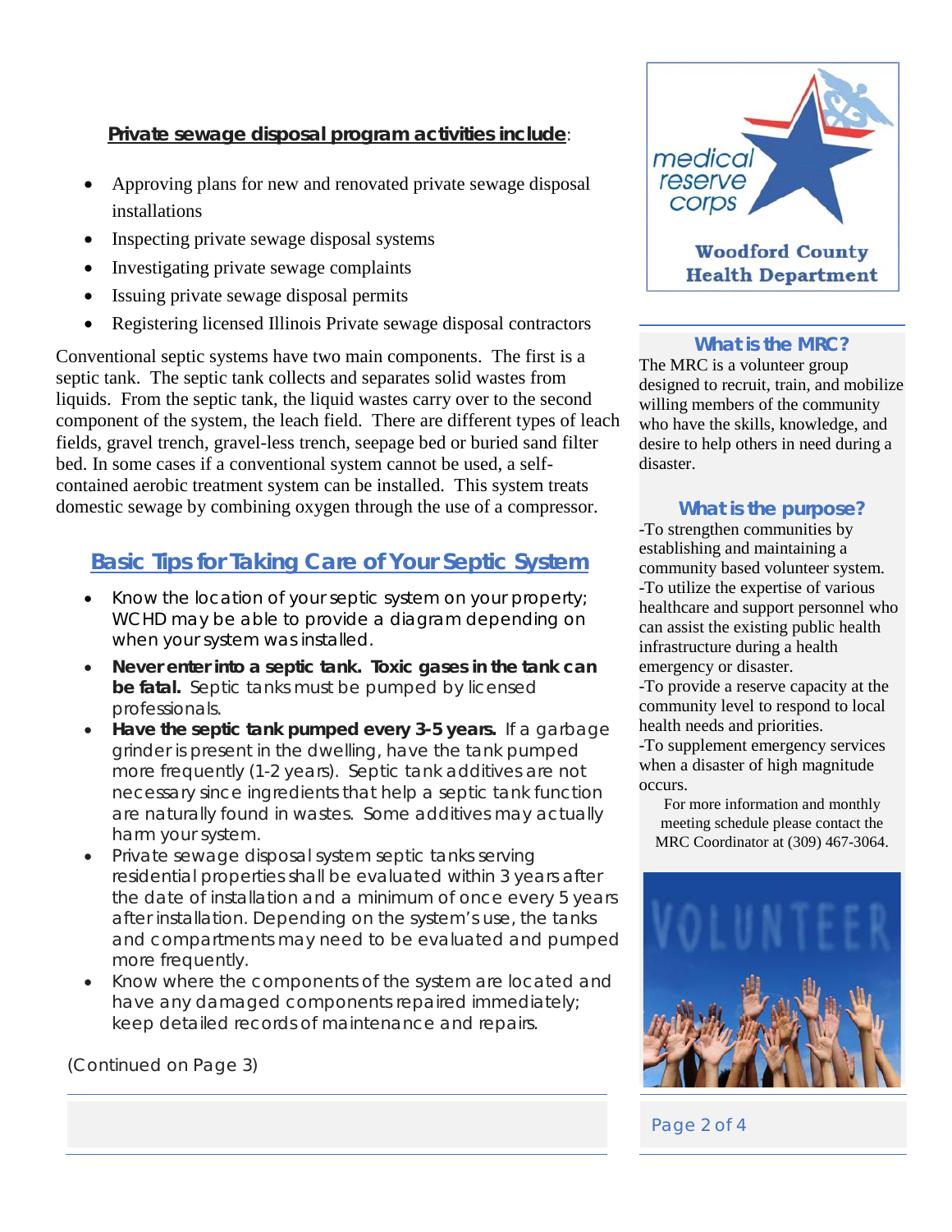**Private sewage disposal program activities include**:

- Approving plans for new and renovated private sewage disposal installations
- Inspecting private sewage disposal systems
- Investigating private sewage complaints
- Issuing private sewage disposal permits
- Registering licensed Illinois Private sewage disposal contractors

Conventional septic systems have two main components. The first is a septic tank. The septic tank collects and separates solid wastes from liquids. From the septic tank, the liquid wastes carry over to the second component of the system, the leach field. There are different types of leach fields, gravel trench, gravel-less trench, seepage bed or buried sand filter bed. In some cases if a conventional system cannot be used, a self-contained aerobic treatment system can be installed. This system treats domestic sewage by combining oxygen through the use of a compressor.

## Basic Tips for Taking Care of Your Septic System

- Know the location of your septic system on your property; WCHD may be able to provide a diagram depending on when your system was installed.
- **Never enter into a septic tank. Toxic gases in the tank can be fatal.** Septic tanks must be pumped by licensed professionals.
- **Have the septic tank pumped every 3-5 years.** If a garbage grinder is present in the dwelling, have the tank pumped more frequently (1-2 years). Septic tank additives are not necessary since ingredients that help a septic tank function are naturally found in wastes. Some additives may actually harm your system.
- Private sewage disposal system septic tanks serving residential properties shall be evaluated within 3 years after the date of installation and a minimum of once every 5 years after installation. Depending on the system's use, the tanks and compartments may need to be evaluated and pumped more frequently.
- Know where the components of the system are located and have any damaged components repaired immediately; keep detailed records of maintenance and repairs.

(Continued on Page 3)

medical reserve corps

Woodford County Health Department

### What is the MRC?

The MRC is a volunteer group designed to recruit, train, and mobilize willing members of the community who have the skills, knowledge, and desire to help others in need during a disaster.

### What is the purpose?

-To strengthen communities by establishing and maintaining a community based volunteer system.
-To utilize the expertise of various healthcare and support personnel who can assist the existing public health infrastructure during a health emergency or disaster.
-To provide a reserve capacity at the community level to respond to local health needs and priorities.
-To supplement emergency services when a disaster of high magnitude occurs.

For more information and monthly meeting schedule please contact the MRC Coordinator at (309) 467-3064.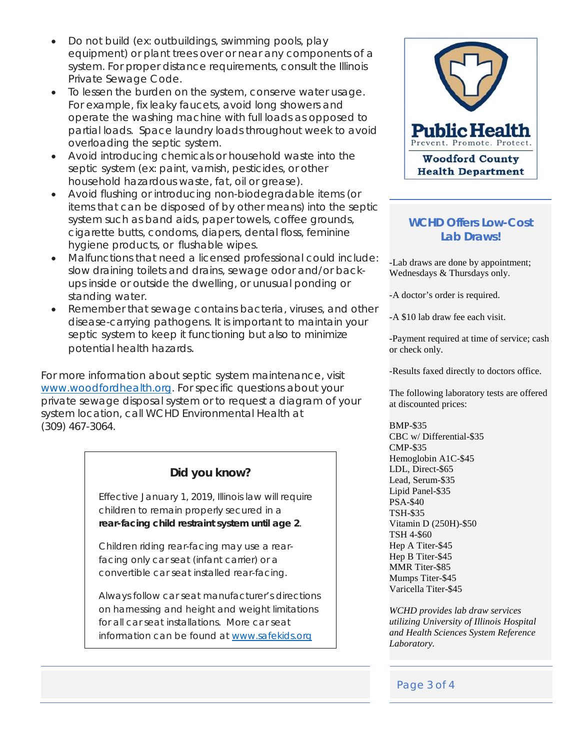- Do not build (ex: outbuildings, swimming pools, play equipment) or plant trees over or near any components of a system. For proper distance requirements, consult the Illinois Private Sewage Code.
- To lessen the burden on the system, conserve water usage. For example, fix leaky faucets, avoid long showers and operate the washing machine with full loads as opposed to partial loads. Space laundry loads throughout week to avoid overloading the septic system.
- Avoid introducing chemicals or household waste into the septic system (ex: paint, varnish, pesticides, or other household hazardous waste, fat, oil or grease).
- Avoid flushing or introducing non-biodegradable items (or items that can be disposed of by other means) into the septic system such as band aids, paper towels, coffee grounds, cigarette butts, condoms, diapers, dental floss, feminine hygiene products, or flushable wipes.
- Malfunctions that need a licensed professional could include: slow draining toilets and drains, sewage odor and/or back-ups inside or outside the dwelling, or unusual ponding or standing water.
- Remember that sewage contains bacteria, viruses, and other disease-carrying pathogens. It is important to maintain your septic system to keep it functioning but also to minimize potential health hazards.

For more information about septic system maintenance, visit www.woodfordhealth.org. For specific questions about your private sewage disposal system or to request a diagram of your system location, call WCHD Environmental Health at (309) 467-3064.

### Did you know?

Effective January 1, 2019, Illinois law will require children to remain properly secured in a **rear-facing child restraint system until age 2**.

Children riding rear-facing may use a rear-facing only car seat (infant carrier) or a convertible car seat installed rear-facing.

Always follow car seat manufacturer's directions on harnessing and height and weight limitations for all car seat installations. More car seat information can be found at www.safekids.org

**Public Health**
Prevent. Promote. Protect.
**Woodford County Health Department**

## WCHD Offers Low-Cost Lab Draws!

-Lab draws are done by appointment; Wednesdays & Thursdays only.

-A doctor's order is required.

-A $10 lab draw fee each visit.

-Payment required at time of service; cash or check only.

-Results faxed directly to doctors office.

The following laboratory tests are offered at discounted prices:

BMP-$35
CBC w/ Differential-$35
CMP-$35
Hemoglobin A1C-$45
LDL, Direct-$65
Lead, Serum-$35
Lipid Panel-$35
PSA-$40
TSH-$35
Vitamin D (250H)-$50
TSH 4-$60
Hep A Titer-$45
Hep B Titer-$45
MMR Titer-$85
Mumps Titer-$45
Varicella Titer-$45

*WCHD provides lab draw services utilizing University of Illinois Hospital and Health Sciences System Reference Laboratory.*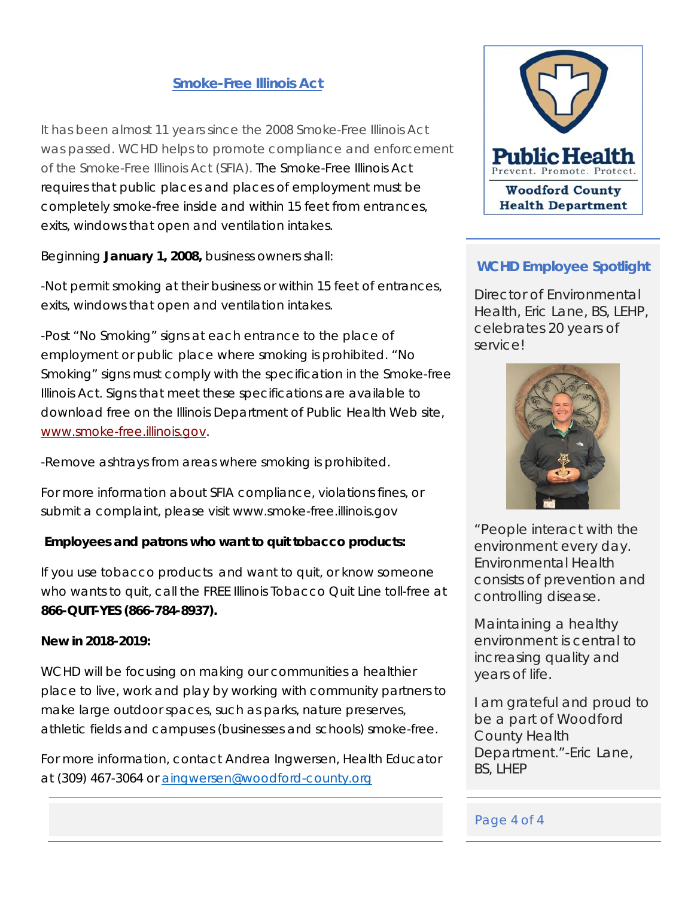## Smoke-Free Illinois Act

It has been almost 11 years since the 2008 Smoke-Free Illinois Act was passed. WCHD helps to promote compliance and enforcement of the Smoke-Free Illinois Act (SFIA). The Smoke-Free Illinois Act requires that public places and places of employment must be completely smoke-free inside and within 15 feet from entrances, exits, windows that open and ventilation intakes.

Beginning **January 1, 2008,** business owners shall:

-Not permit smoking at their business or within 15 feet of entrances, exits, windows that open and ventilation intakes.

-Post "No Smoking" signs at each entrance to the place of employment or public place where smoking is prohibited. "No Smoking" signs must comply with the specification in the Smoke-free Illinois Act. Signs that meet these specifications are available to download free on the Illinois Department of Public Health Web site, www.smoke-free.illinois.gov.

-Remove ashtrays from areas where smoking is prohibited.

For more information about SFIA compliance, violations fines, or submit a complaint, please visit www.smoke-free.illinois.gov

**Employees and patrons who want to quit tobacco products:**

If you use tobacco products and want to quit, or know someone who wants to quit, call the FREE Illinois Tobacco Quit Line toll-free at **866-QUIT-YES (866-784-8937).**

**New in 2018-2019:**

WCHD will be focusing on making our communities a healthier place to live, work and play by working with community partners to make large outdoor spaces, such as parks, nature preserves, athletic fields and campuses (businesses and schools) smoke-free.

For more information, contact Andrea Ingwersen, Health Educator at (309) 467-3064 or aingwersen@woodford-county.org

Public Health

Prevent. Promote. Protect.

Woodford County Health Department

## WCHD Employee Spotlight

Director of Environmental Health, Eric Lane, BS, LEHP, celebrates 20 years of service!

"People interact with the environment every day. Environmental Health consists of prevention and controlling disease.

Maintaining a healthy environment is central to increasing quality and years of life.

I am grateful and proud to be a part of Woodford County Health Department."-Eric Lane, BS, LHEP